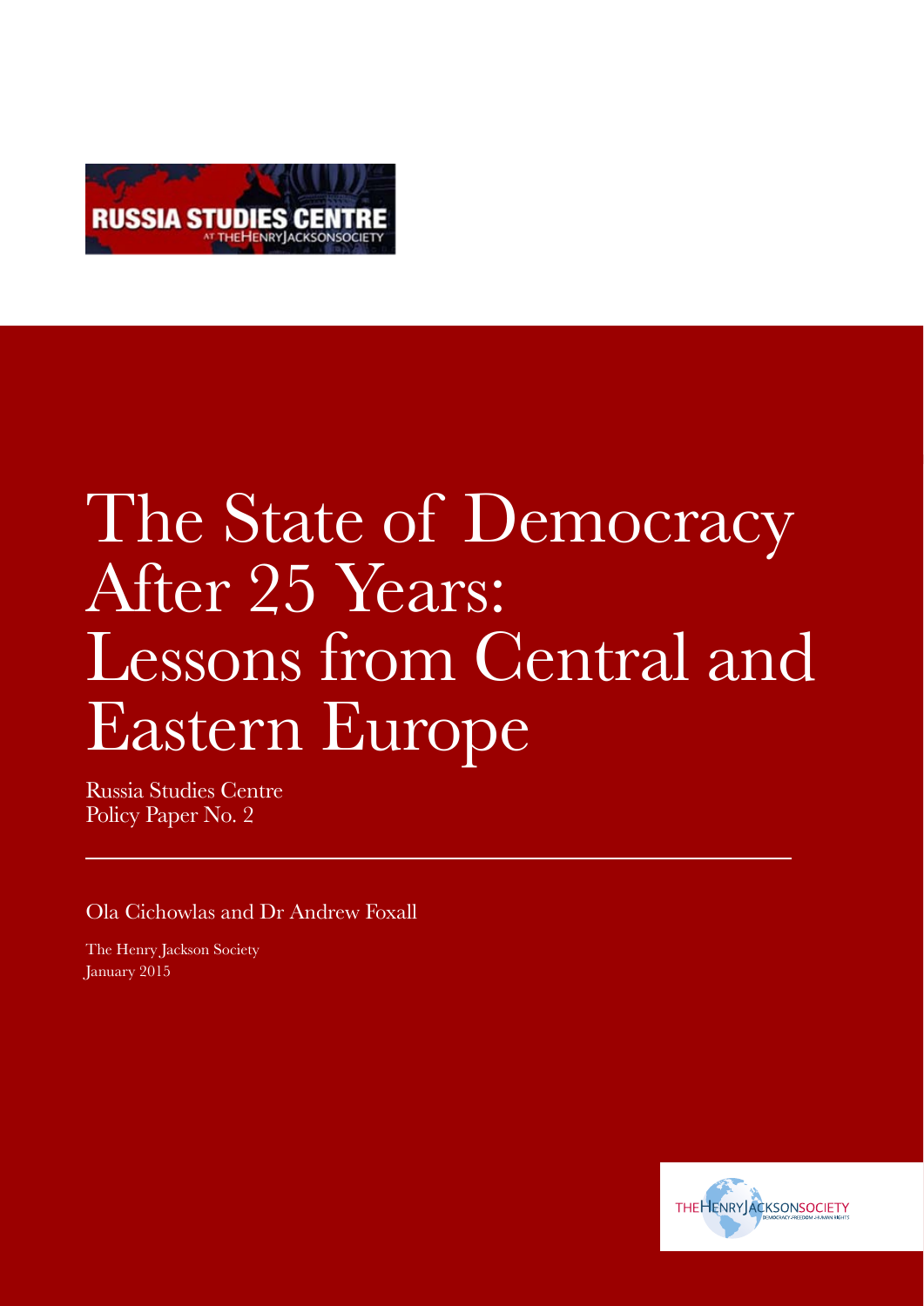RUSSIA STUDIES CENTRE
AT THEHENRYJACKSONSOCIETY

# The State of Democracy After 25 Years: Lessons from Central and Eastern Europe

Russia Studies Centre
Policy Paper No. 2

Ola Cichowlas and Dr Andrew Foxall

The Henry Jackson Society
January 2015

THEHENRYJACKSONSOCIETY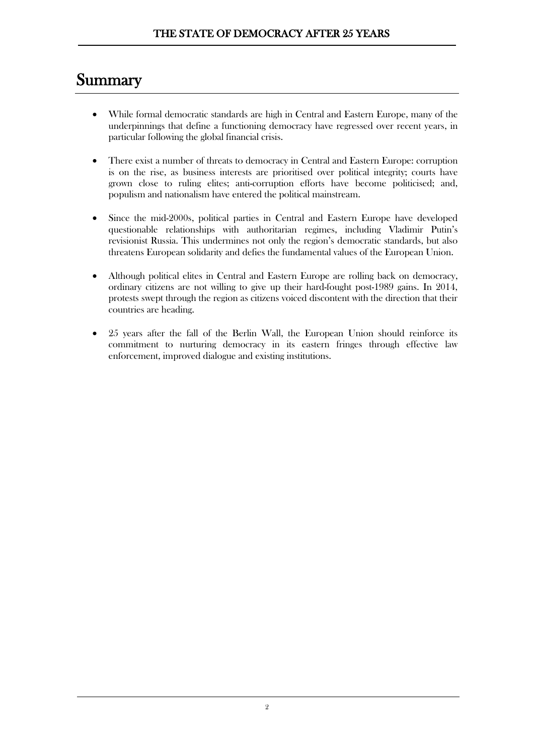# Summary

- While formal democratic standards are high in Central and Eastern Europe, many of the underpinnings that define a functioning democracy have regressed over recent years, in particular following the global financial crisis.

- There exist a number of threats to democracy in Central and Eastern Europe: corruption is on the rise, as business interests are prioritised over political integrity; courts have grown close to ruling elites; anti-corruption efforts have become politicised; and, populism and nationalism have entered the political mainstream.

- Since the mid-2000s, political parties in Central and Eastern Europe have developed questionable relationships with authoritarian regimes, including Vladimir Putin's revisionist Russia. This undermines not only the region's democratic standards, but also threatens European solidarity and defies the fundamental values of the European Union.

- Although political elites in Central and Eastern Europe are rolling back on democracy, ordinary citizens are not willing to give up their hard-fought post-1989 gains. In 2014, protests swept through the region as citizens voiced discontent with the direction that their countries are heading.

- 25 years after the fall of the Berlin Wall, the European Union should reinforce its commitment to nurturing democracy in its eastern fringes through effective law enforcement, improved dialogue and existing institutions.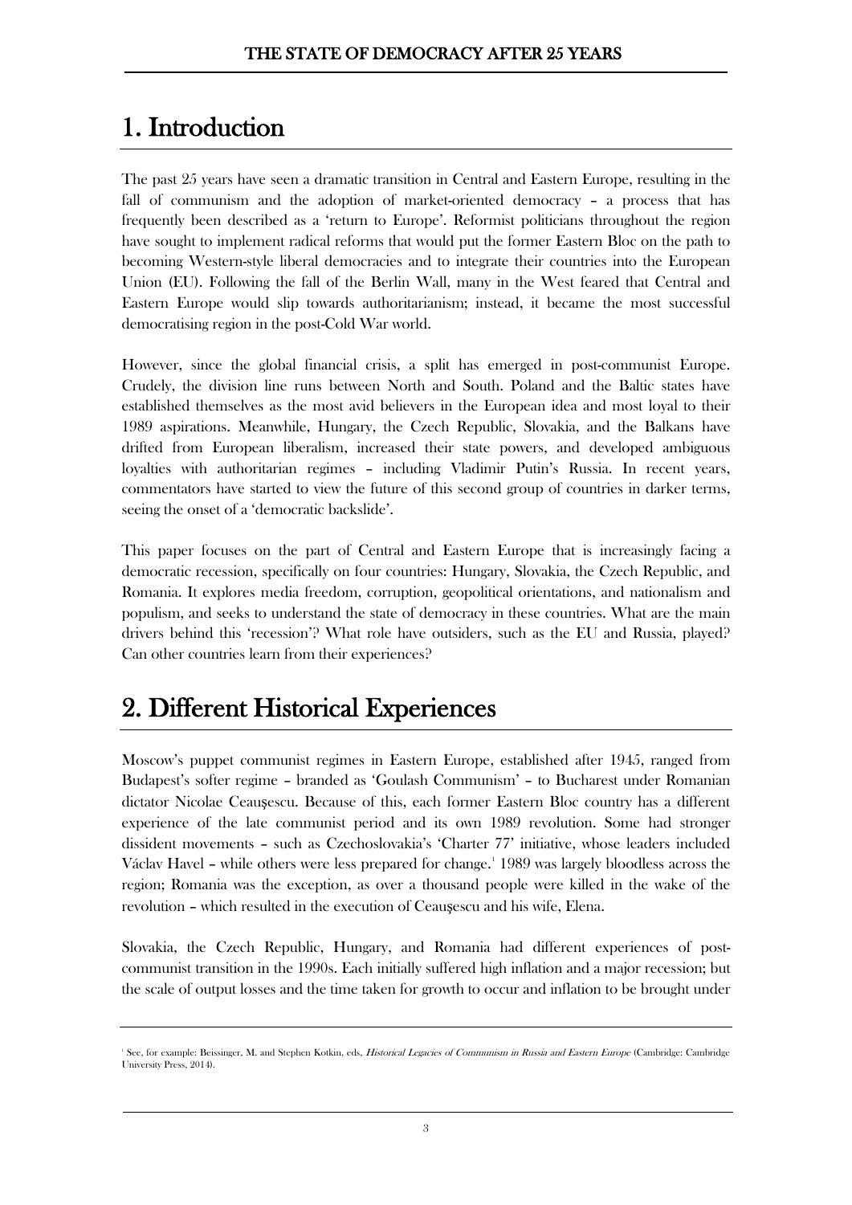# 1. Introduction

The past 25 years have seen a dramatic transition in Central and Eastern Europe, resulting in the fall of communism and the adoption of market-oriented democracy – a process that has frequently been described as a 'return to Europe'. Reformist politicians throughout the region have sought to implement radical reforms that would put the former Eastern Bloc on the path to becoming Western-style liberal democracies and to integrate their countries into the European Union (EU). Following the fall of the Berlin Wall, many in the West feared that Central and Eastern Europe would slip towards authoritarianism; instead, it became the most successful democratising region in the post-Cold War world.

However, since the global financial crisis, a split has emerged in post-communist Europe. Crudely, the division line runs between North and South. Poland and the Baltic states have established themselves as the most avid believers in the European idea and most loyal to their 1989 aspirations. Meanwhile, Hungary, the Czech Republic, Slovakia, and the Balkans have drifted from European liberalism, increased their state powers, and developed ambiguous loyalties with authoritarian regimes – including Vladimir Putin's Russia. In recent years, commentators have started to view the future of this second group of countries in darker terms, seeing the onset of a 'democratic backslide'.

This paper focuses on the part of Central and Eastern Europe that is increasingly facing a democratic recession, specifically on four countries: Hungary, Slovakia, the Czech Republic, and Romania. It explores media freedom, corruption, geopolitical orientations, and nationalism and populism, and seeks to understand the state of democracy in these countries. What are the main drivers behind this 'recession'? What role have outsiders, such as the EU and Russia, played? Can other countries learn from their experiences?

# 2. Different Historical Experiences

Moscow's puppet communist regimes in Eastern Europe, established after 1945, ranged from Budapest's softer regime – branded as 'Goulash Communism' – to Bucharest under Romanian dictator Nicolae Ceauşescu. Because of this, each former Eastern Bloc country has a different experience of the late communist period and its own 1989 revolution. Some had stronger dissident movements – such as Czechoslovakia's 'Charter 77' initiative, whose leaders included Václav Havel – while others were less prepared for change.[1] 1989 was largely bloodless across the region; Romania was the exception, as over a thousand people were killed in the wake of the revolution – which resulted in the execution of Ceauşescu and his wife, Elena.

Slovakia, the Czech Republic, Hungary, and Romania had different experiences of post-communist transition in the 1990s. Each initially suffered high inflation and a major recession; but the scale of output losses and the time taken for growth to occur and inflation to be brought under

---

[1] See, for example: Beissinger, M. and Stephen Kotkin, eds, *Historical Legacies of Communism in Russia and Eastern Europe* (Cambridge: Cambridge University Press, 2014).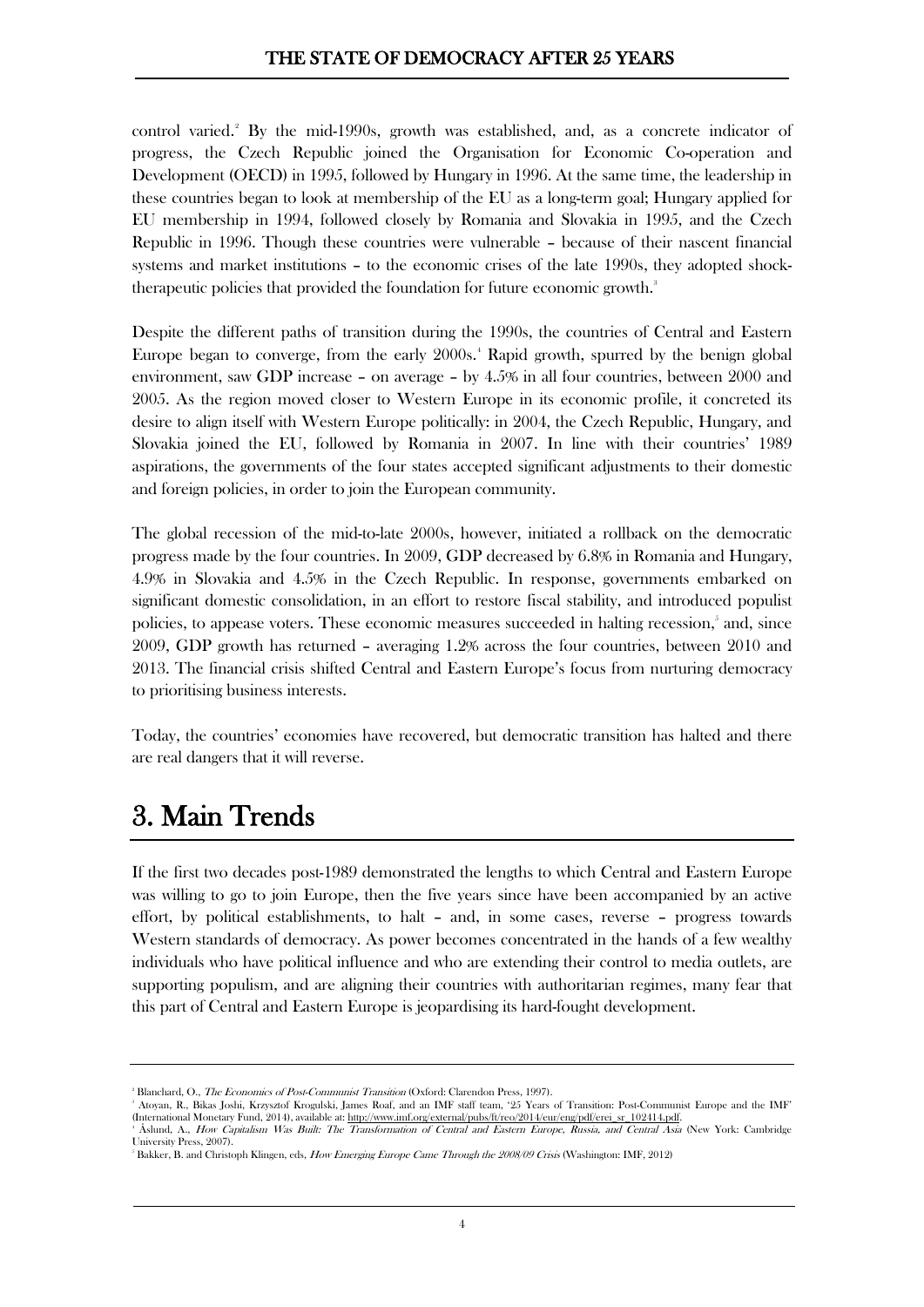control varied.[2] By the mid-1990s, growth was established, and, as a concrete indicator of progress, the Czech Republic joined the Organisation for Economic Co-operation and Development (OECD) in 1995, followed by Hungary in 1996. At the same time, the leadership in these countries began to look at membership of the EU as a long-term goal; Hungary applied for EU membership in 1994, followed closely by Romania and Slovakia in 1995, and the Czech Republic in 1996. Though these countries were vulnerable – because of their nascent financial systems and market institutions – to the economic crises of the late 1990s, they adopted shock-therapeutic policies that provided the foundation for future economic growth.[3]

Despite the different paths of transition during the 1990s, the countries of Central and Eastern Europe began to converge, from the early 2000s.[4] Rapid growth, spurred by the benign global environment, saw GDP increase – on average – by 4.5% in all four countries, between 2000 and 2005. As the region moved closer to Western Europe in its economic profile, it concreted its desire to align itself with Western Europe politically: in 2004, the Czech Republic, Hungary, and Slovakia joined the EU, followed by Romania in 2007. In line with their countries' 1989 aspirations, the governments of the four states accepted significant adjustments to their domestic and foreign policies, in order to join the European community.

The global recession of the mid-to-late 2000s, however, initiated a rollback on the democratic progress made by the four countries. In 2009, GDP decreased by 6.8% in Romania and Hungary, 4.9% in Slovakia and 4.5% in the Czech Republic. In response, governments embarked on significant domestic consolidation, in an effort to restore fiscal stability, and introduced populist policies, to appease voters. These economic measures succeeded in halting recession,[5] and, since 2009, GDP growth has returned – averaging 1.2% across the four countries, between 2010 and 2013. The financial crisis shifted Central and Eastern Europe's focus from nurturing democracy to prioritising business interests.

Today, the countries' economies have recovered, but democratic transition has halted and there are real dangers that it will reverse.

# 3. Main Trends

If the first two decades post-1989 demonstrated the lengths to which Central and Eastern Europe was willing to go to join Europe, then the five years since have been accompanied by an active effort, by political establishments, to halt – and, in some cases, reverse – progress towards Western standards of democracy. As power becomes concentrated in the hands of a few wealthy individuals who have political influence and who are extending their control to media outlets, are supporting populism, and are aligning their countries with authoritarian regimes, many fear that this part of Central and Eastern Europe is jeopardising its hard-fought development.

---

[2] Blanchard, O., *The Economics of Post-Communist Transition* (Oxford: Clarendon Press, 1997).

[3] Atoyan, R., Bikas Joshi, Krzysztof Krogulski, James Roaf, and an IMF staff team, '25 Years of Transition: Post-Communist Europe and the IMF' (International Monetary Fund, 2014), available at: http://www.imf.org/external/pubs/ft/reo/2014/eur/eng/pdf/erei_sr_102414.pdf.

[4] Åslund, A., *How Capitalism Was Built: The Transformation of Central and Eastern Europe, Russia, and Central Asia* (New York: Cambridge University Press, 2007).

[5] Bakker, B. and Christoph Klingen, eds, *How Emerging Europe Came Through the 2008/09 Crisis* (Washington: IMF, 2012)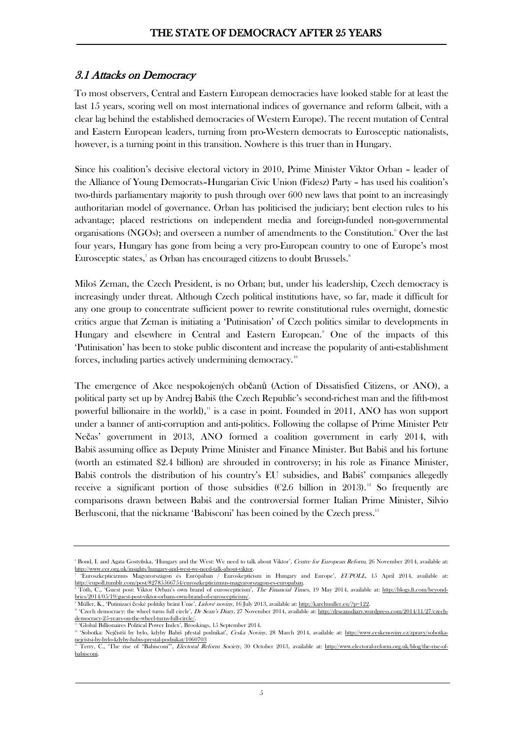## *3.1 Attacks on Democracy*

To most observers, Central and Eastern European democracies have looked stable for at least the last 15 years, scoring well on most international indices of governance and reform (albeit, with a clear lag behind the established democracies of Western Europe). The recent mutation of Central and Eastern European leaders, turning from pro-Western democrats to Eurosceptic nationalists, however, is a turning point in this transition. Nowhere is this truer than in Hungary.

Since his coalition's decisive electoral victory in 2010, Prime Minister Viktor Orban – leader of the Alliance of Young Democrats–Hungarian Civic Union (Fidesz) Party – has used his coalition's two-thirds parliamentary majority to push through over 600 new laws that point to an increasingly authoritarian model of governance. Orban has politicised the judiciary; bent election rules to his advantage; placed restrictions on independent media and foreign-funded non-governmental organisations (NGOs); and overseen a number of amendments to the Constitution.[6] Over the last four years, Hungary has gone from being a very pro-European country to one of Europe's most Eurosceptic states,[7] as Orban has encouraged citizens to doubt Brussels.[8]

Miloš Zeman, the Czech President, is no Orban; but, under his leadership, Czech democracy is increasingly under threat. Although Czech political institutions have, so far, made it difficult for any one group to concentrate sufficient power to rewrite constitutional rules overnight, domestic critics argue that Zeman is initiating a 'Putinisation' of Czech politics similar to developments in Hungary and elsewhere in Central and Eastern European.[9] One of the impacts of this 'Putinisation' has been to stoke public discontent and increase the popularity of anti-establishment forces, including parties actively undermining democracy.[10]

The emergence of Akce nespokojených občanů (Action of Dissatisfied Citizens, or ANO), a political party set up by Andrej Babiš (the Czech Republic's second-richest man and the fifth-most powerful billionaire in the world),[11] is a case in point. Founded in 2011, ANO has won support under a banner of anti-corruption and anti-politics. Following the collapse of Prime Minister Petr Nečas' government in 2013, ANO formed a coalition government in early 2014, with Babiš assuming office as Deputy Prime Minister and Finance Minister. But Babiš and his fortune (worth an estimated $2.4 billion) are shrouded in controversy; in his role as Finance Minister, Babiš controls the distribution of his country's EU subsidies, and Babiš' companies allegedly receive a significant portion of those subsidies (€2.6 billion in 2013).[12] So frequently are comparisons drawn between Babiš and the controversial former Italian Prime Minister, Silvio Berlusconi, that the nickname 'Babisconi' has been coined by the Czech press.[13]

---

[6] Bond, I. and Agata Gostyńska, 'Hungary and the West: We need to talk about Viktor', *Centre for European Reform*, 26 November 2014, available at: http://www.cer.org.uk/insights/hungary-and-west-we-need-talk-about-viktor.

[7] 'Euroszkepticizmus Magyarországon és Európában / Euroskepticism in Hungary and Europe', *EUPOLL*, 15 April 2014, available at: http://eupoll.tumblr.com/post/82785566754/euroszkepticizmus-magyarorszagon-es-europaban.

[8] Tóth, C., 'Guest post: Viktor Orban's own brand of euroscepticism', *The Financial Times*, 19 May 2014, available at: http://blogs.ft.com/beyond-brics/2014/05/19/guest-post-viktor-orbans-own-brand-of-euroscepticism/.

[9] Müller, K., 'Putinizaci české politiky brání Unie', *Lidové noviny*, 16 July 2013, available at: http://karelmuller.eu/?p=122.

[10] 'Czech democracy: the wheel turns full circle', *Dr Sean's Diary*, 27 November 2014, available at: http://drseansdiary.wordpress.com/2014/11/27/czech-democracy-25-years-on-the-wheel-turns-full-circle/.

[11] 'Global Billionaires Political Power Index', Brookings, 15 September 2014.

[12] 'Sobotka: Nejčistší by bylo, kdyby Babiš přestal podnikat', *Ceska Noviny*, 28 March 2014, available at: http://www.ceskenoviny.cz/zpravy/sobotka-nejcistsi-by-bylo-kdyby-babis-prestal-podnikat/1060703

[13] Terry, C., 'The rise of "Babisconi"', *Electoral Reform Society*, 30 October 2013, available at: http://www.electoral-reform.org.uk/blog/the-rise-of-babisconi.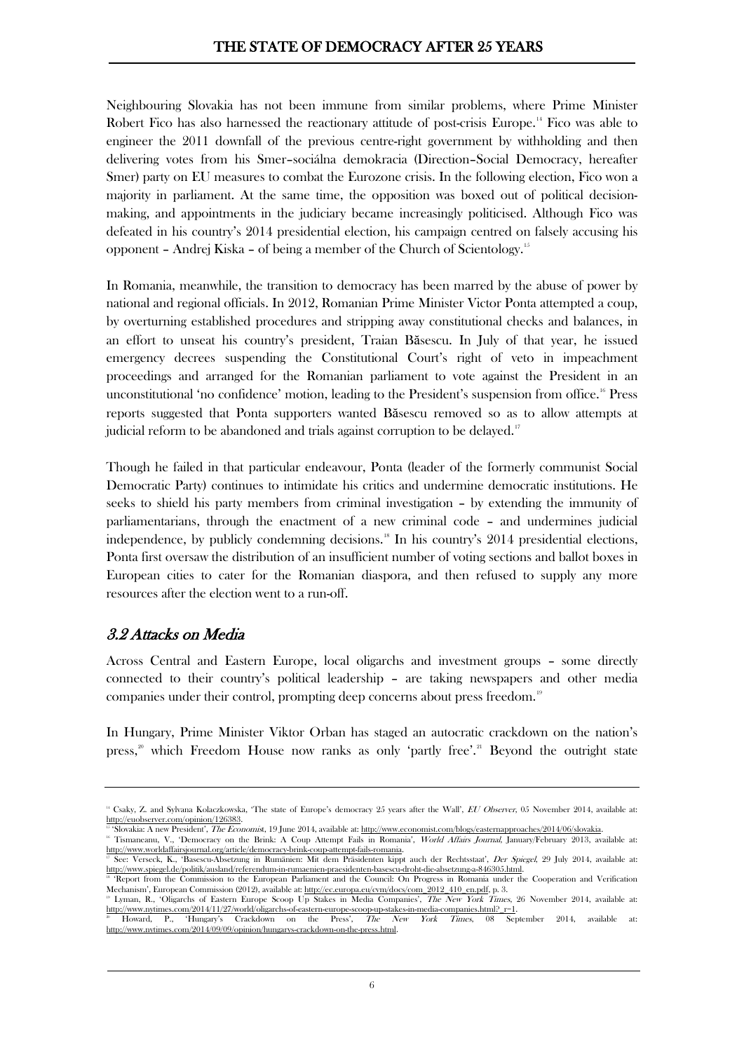Neighbouring Slovakia has not been immune from similar problems, where Prime Minister Robert Fico has also harnessed the reactionary attitude of post-crisis Europe.[14] Fico was able to engineer the 2011 downfall of the previous centre-right government by withholding and then delivering votes from his Smer–sociálna demokracia (Direction–Social Democracy, hereafter Smer) party on EU measures to combat the Eurozone crisis. In the following election, Fico won a majority in parliament. At the same time, the opposition was boxed out of political decision-making, and appointments in the judiciary became increasingly politicised. Although Fico was defeated in his country's 2014 presidential election, his campaign centred on falsely accusing his opponent – Andrej Kiska – of being a member of the Church of Scientology.[15]

In Romania, meanwhile, the transition to democracy has been marred by the abuse of power by national and regional officials. In 2012, Romanian Prime Minister Victor Ponta attempted a coup, by overturning established procedures and stripping away constitutional checks and balances, in an effort to unseat his country's president, Traian Băsescu. In July of that year, he issued emergency decrees suspending the Constitutional Court's right of veto in impeachment proceedings and arranged for the Romanian parliament to vote against the President in an unconstitutional 'no confidence' motion, leading to the President's suspension from office.[16] Press reports suggested that Ponta supporters wanted Băsescu removed so as to allow attempts at judicial reform to be abandoned and trials against corruption to be delayed.[17]

Though he failed in that particular endeavour, Ponta (leader of the formerly communist Social Democratic Party) continues to intimidate his critics and undermine democratic institutions. He seeks to shield his party members from criminal investigation – by extending the immunity of parliamentarians, through the enactment of a new criminal code – and undermines judicial independence, by publicly condemning decisions.[18] In his country's 2014 presidential elections, Ponta first oversaw the distribution of an insufficient number of voting sections and ballot boxes in European cities to cater for the Romanian diaspora, and then refused to supply any more resources after the election went to a run-off.

## 3.2 Attacks on Media

Across Central and Eastern Europe, local oligarchs and investment groups – some directly connected to their country's political leadership – are taking newspapers and other media companies under their control, prompting deep concerns about press freedom.[19]

In Hungary, Prime Minister Viktor Orban has staged an autocratic crackdown on the nation's press,[20] which Freedom House now ranks as only 'partly free'.[21] Beyond the outright state

---

[14] Csaky, Z. and Sylvana Kolaczkowska, 'The state of Europe's democracy 25 years after the Wall', *EU Observer*, 05 November 2014, available at: http://euobserver.com/opinion/126383.

[15] 'Slovakia: A new President', *The Economist*, 19 June 2014, available at: http://www.economist.com/blogs/easternapproaches/2014/06/slovakia.

[16] Tismaneanu, V., 'Democracy on the Brink: A Coup Attempt Fails in Romania', *World Affairs Journal*, January/February 2013, available at: http://www.worldaffairsjournal.org/article/democracy-brink-coup-attempt-fails-romania.

[17] See: Verseck, K., 'Basescu-Absetzung in Rumänien: Mit dem Präsidenten kippt auch der Rechtsstaat', *Der Spiegel*, 29 July 2014, available at: http://www.spiegel.de/politik/ausland/referendum-in-rumaenien-praesidenten-basescu-droht-die-absetzung-a-846305.html.

[18] 'Report from the Commission to the European Parliament and the Council: On Progress in Romania under the Cooperation and Verification Mechanism', European Commission (2012), available at: http://ec.europa.eu/cvm/docs/com_2012_410_en.pdf, p. 3.

[19] Lyman, R., 'Oligarchs of Eastern Europe Scoop Up Stakes in Media Companies', *The New York Times*, 26 November 2014, available at: http://www.nytimes.com/2014/11/27/world/oligarchs-of-eastern-europe-scoop-up-stakes-in-media-companies.html?_r=1.

[20] Howard, P., 'Hungary's Crackdown on the Press', *The New York Times*, 08 September 2014, available at: http://www.nytimes.com/2014/09/09/opinion/hungarys-crackdown-on-the-press.html.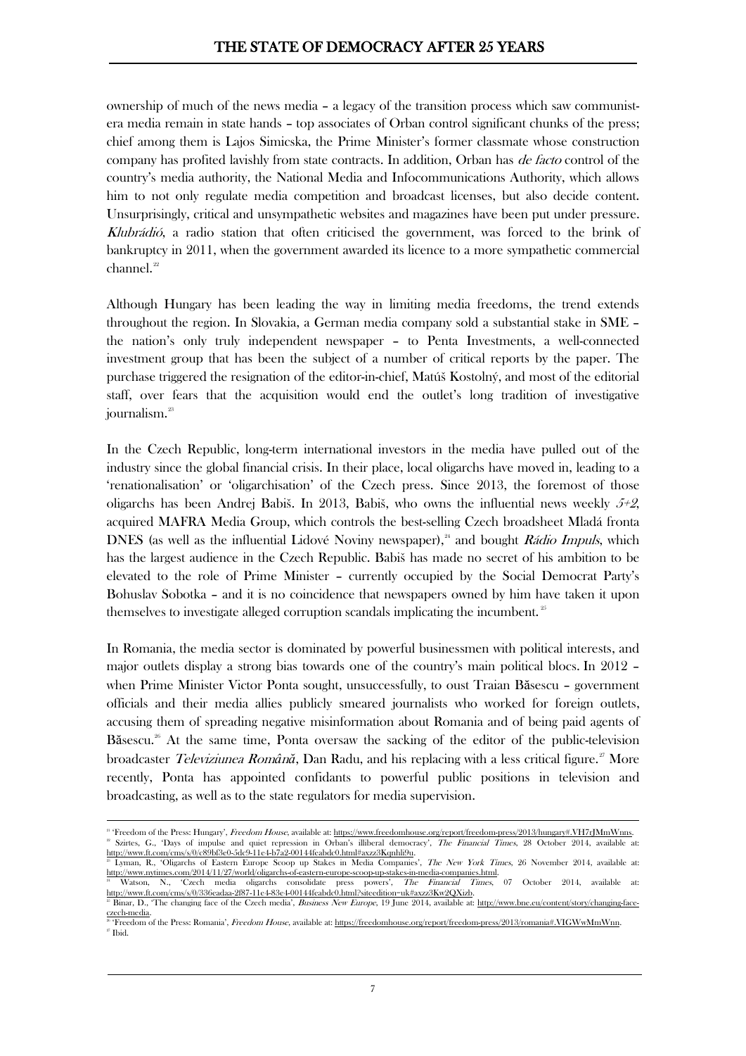ownership of much of the news media – a legacy of the transition process which saw communist-era media remain in state hands – top associates of Orban control significant chunks of the press; chief among them is Lajos Simicska, the Prime Minister's former classmate whose construction company has profited lavishly from state contracts. In addition, Orban has *de facto* control of the country's media authority, the National Media and Infocommunications Authority, which allows him to not only regulate media competition and broadcast licenses, but also decide content. Unsurprisingly, critical and unsympathetic websites and magazines have been put under pressure. *Klubrádió*, a radio station that often criticised the government, was forced to the brink of bankruptcy in 2011, when the government awarded its licence to a more sympathetic commercial channel.[22]

Although Hungary has been leading the way in limiting media freedoms, the trend extends throughout the region. In Slovakia, a German media company sold a substantial stake in SME – the nation's only truly independent newspaper – to Penta Investments, a well-connected investment group that has been the subject of a number of critical reports by the paper. The purchase triggered the resignation of the editor-in-chief, Matúš Kostolný, and most of the editorial staff, over fears that the acquisition would end the outlet's long tradition of investigative journalism.[23]

In the Czech Republic, long-term international investors in the media have pulled out of the industry since the global financial crisis. In their place, local oligarchs have moved in, leading to a 'renationalisation' or 'oligarchisation' of the Czech press. Since 2013, the foremost of those oligarchs has been Andrej Babiš. In 2013, Babiš, who owns the influential news weekly *5+2*, acquired MAFRA Media Group, which controls the best-selling Czech broadsheet Mladá fronta DNES (as well as the influential Lidové Noviny newspaper),[24] and bought *Rádio Impuls*, which has the largest audience in the Czech Republic. Babiš has made no secret of his ambition to be elevated to the role of Prime Minister – currently occupied by the Social Democrat Party's Bohuslav Sobotka – and it is no coincidence that newspapers owned by him have taken it upon themselves to investigate alleged corruption scandals implicating the incumbent.[25]

In Romania, the media sector is dominated by powerful businessmen with political interests, and major outlets display a strong bias towards one of the country's main political blocs. In 2012 – when Prime Minister Victor Ponta sought, unsuccessfully, to oust Traian Băsescu – government officials and their media allies publicly smeared journalists who worked for foreign outlets, accusing them of spreading negative misinformation about Romania and of being paid agents of Băsescu.[26] At the same time, Ponta oversaw the sacking of the editor of the public-television broadcaster *Televiziunea Română*, Dan Radu, and his replacing with a less critical figure.[27] More recently, Ponta has appointed confidants to powerful public positions in television and broadcasting, as well as to the state regulators for media supervision.

---

[21] 'Freedom of the Press: Hungary', *Freedom House*, available at: https://www.freedomhouse.org/report/freedom-press/2013/hungary#.VH7tJMmWnns.

[22] Szirtes, G., 'Days of impulse and quiet repression in Orban's illiberal democracy', *The Financial Times*, 28 October 2014, available at: http://www.ft.com/cms/s/0/c89bf3e0-5dc9-11e4-b7a2-00144feabdc0.html#axzz3Kqnhli9u.

[23] Lyman, R., 'Oligarchs of Eastern Europe Scoop up Stakes in Media Companies', *The New York Times*, 26 November 2014, available at: http://www.nytimes.com/2014/11/27/world/oligarchs-of-eastern-europe-scoop-up-stakes-in-media-companies.html.

[24] Watson, N., 'Czech media oligarchs consolidate press powers', *The Financial Times*, 07 October 2014, available at: http://www.ft.com/cms/s/0/336eadaa-2f87-11e4-83e4-00144feabdc0.html?siteedition=uk#axzz3Kw2QXizb.

[25] Binar, D., 'The changing face of the Czech media', *Business New Europe*, 19 June 2014, available at: http://www.bne.eu/content/story/changing-face-czech-media.

[26] 'Freedom of the Press: Romania', *Freedom House*, available at: https://freedomhouse.org/report/freedom-press/2013/romania#.VIGWwMmWnn.

[27] Ibid.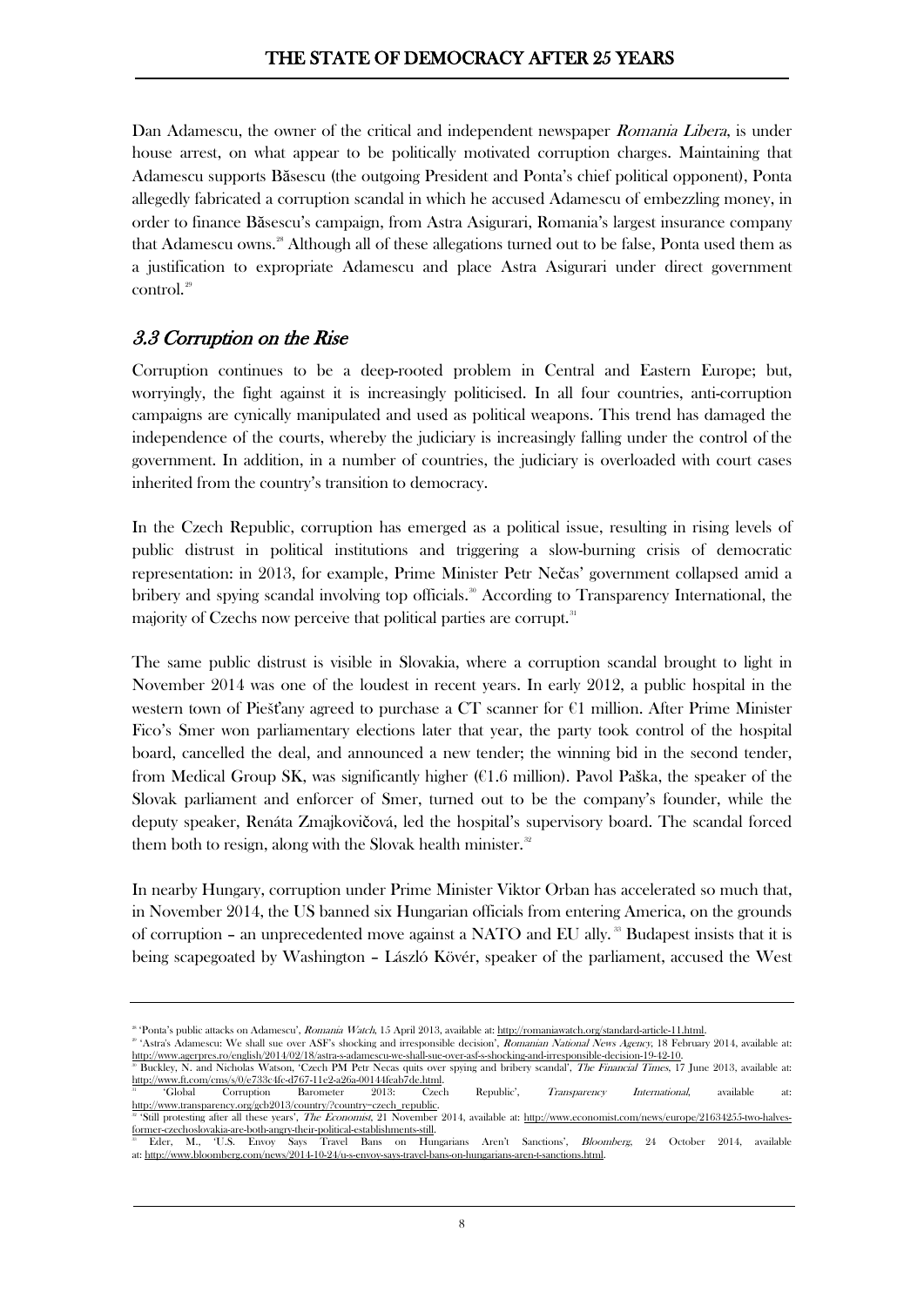Dan Adamescu, the owner of the critical and independent newspaper *Romania Libera*, is under house arrest, on what appear to be politically motivated corruption charges. Maintaining that Adamescu supports Băsescu (the outgoing President and Ponta's chief political opponent), Ponta allegedly fabricated a corruption scandal in which he accused Adamescu of embezzling money, in order to finance Băsescu's campaign, from Astra Asigurari, Romania's largest insurance company that Adamescu owns.[28] Although all of these allegations turned out to be false, Ponta used them as a justification to expropriate Adamescu and place Astra Asigurari under direct government control.[29]

## *3.3 Corruption on the Rise*

Corruption continues to be a deep-rooted problem in Central and Eastern Europe; but, worryingly, the fight against it is increasingly politicised. In all four countries, anti-corruption campaigns are cynically manipulated and used as political weapons. This trend has damaged the independence of the courts, whereby the judiciary is increasingly falling under the control of the government. In addition, in a number of countries, the judiciary is overloaded with court cases inherited from the country's transition to democracy.

In the Czech Republic, corruption has emerged as a political issue, resulting in rising levels of public distrust in political institutions and triggering a slow-burning crisis of democratic representation: in 2013, for example, Prime Minister Petr Nečas' government collapsed amid a bribery and spying scandal involving top officials.[30] According to Transparency International, the majority of Czechs now perceive that political parties are corrupt.[31]

The same public distrust is visible in Slovakia, where a corruption scandal brought to light in November 2014 was one of the loudest in recent years. In early 2012, a public hospital in the western town of Piešťany agreed to purchase a CT scanner for €1 million. After Prime Minister Fico's Smer won parliamentary elections later that year, the party took control of the hospital board, cancelled the deal, and announced a new tender; the winning bid in the second tender, from Medical Group SK, was significantly higher (€1.6 million). Pavol Paška, the speaker of the Slovak parliament and enforcer of Smer, turned out to be the company's founder, while the deputy speaker, Renáta Zmajkovičová, led the hospital's supervisory board. The scandal forced them both to resign, along with the Slovak health minister.[32]

In nearby Hungary, corruption under Prime Minister Viktor Orban has accelerated so much that, in November 2014, the US banned six Hungarian officials from entering America, on the grounds of corruption – an unprecedented move against a NATO and EU ally.[33] Budapest insists that it is being scapegoated by Washington – László Kövér, speaker of the parliament, accused the West

---

[28] 'Ponta's public attacks on Adamescu', *Romania Watch*, 15 April 2013, available at: http://romaniawatch.org/standard-article-11.html.

[29] 'Astra's Adamescu: We shall sue over ASF's shocking and irresponsible decision', *Romanian National News Agency*, 18 February 2014, available at: http://www.agerpres.ro/english/2014/02/18/astra-s-adamescu-we-shall-sue-over-asf-s-shocking-and-irresponsible-decision-19-42-10.

[30] Buckley, N. and Nicholas Watson, 'Czech PM Petr Necas quits over spying and bribery scandal', *The Financial Times*, 17 June 2013, available at: http://www.ft.com/cms/s/0/e733c4fc-d767-11e2-a26a-00144feab7de.html.

[31] 'Global Corruption Barometer 2013: Czech Republic', *Transparency International*, available at: http://www.transparency.org/gcb2013/country/?country=czech_republic.

[32] 'Still protesting after all these years', *The Economist*, 21 November 2014, available at: http://www.economist.com/news/europe/21634255-two-halves-former-czechoslovakia-are-both-angry-their-political-establishments-still.

[33] Eder, M., 'U.S. Envoy Says Travel Bans on Hungarians Aren't Sanctions', *Bloomberg*, 24 October 2014, available at: http://www.bloomberg.com/news/2014-10-24/u-s-envoy-says-travel-bans-on-hungarians-aren-t-sanctions.html.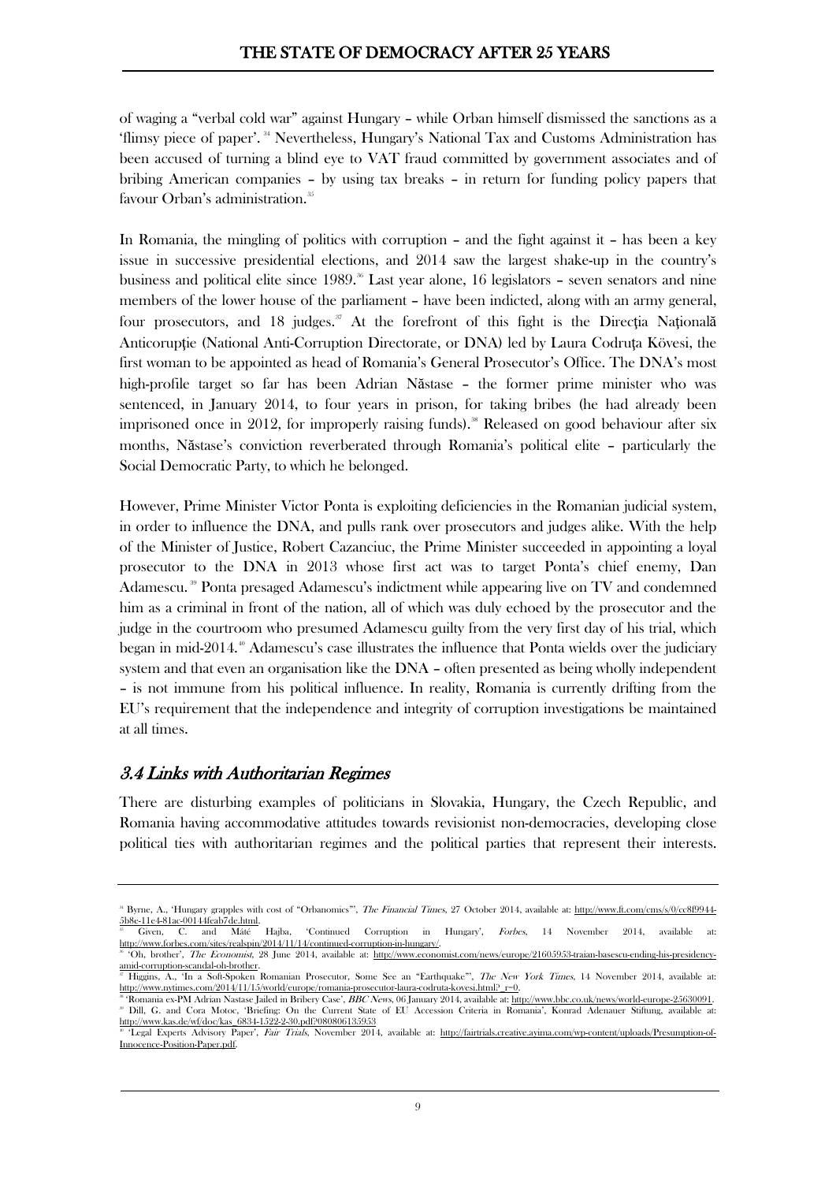of waging a "verbal cold war" against Hungary – while Orban himself dismissed the sanctions as a 'flimsy piece of paper'.[34] Nevertheless, Hungary's National Tax and Customs Administration has been accused of turning a blind eye to VAT fraud committed by government associates and of bribing American companies – by using tax breaks – in return for funding policy papers that favour Orban's administration.[35]

In Romania, the mingling of politics with corruption – and the fight against it – has been a key issue in successive presidential elections, and 2014 saw the largest shake-up in the country's business and political elite since 1989.[36] Last year alone, 16 legislators – seven senators and nine members of the lower house of the parliament – have been indicted, along with an army general, four prosecutors, and 18 judges.[37] At the forefront of this fight is the Direcţia Naţională Anticorupţie (National Anti-Corruption Directorate, or DNA) led by Laura Codruţa Kövesi, the first woman to be appointed as head of Romania's General Prosecutor's Office. The DNA's most high-profile target so far has been Adrian Năstase – the former prime minister who was sentenced, in January 2014, to four years in prison, for taking bribes (he had already been imprisoned once in 2012, for improperly raising funds).[38] Released on good behaviour after six months, Năstase's conviction reverberated through Romania's political elite – particularly the Social Democratic Party, to which he belonged.

However, Prime Minister Victor Ponta is exploiting deficiencies in the Romanian judicial system, in order to influence the DNA, and pulls rank over prosecutors and judges alike. With the help of the Minister of Justice, Robert Cazanciuc, the Prime Minister succeeded in appointing a loyal prosecutor to the DNA in 2013 whose first act was to target Ponta's chief enemy, Dan Adamescu.[39] Ponta presaged Adamescu's indictment while appearing live on TV and condemned him as a criminal in front of the nation, all of which was duly echoed by the prosecutor and the judge in the courtroom who presumed Adamescu guilty from the very first day of his trial, which began in mid-2014.[40] Adamescu's case illustrates the influence that Ponta wields over the judiciary system and that even an organisation like the DNA – often presented as being wholly independent – is not immune from his political influence. In reality, Romania is currently drifting from the EU's requirement that the independence and integrity of corruption investigations be maintained at all times.

## *3.4 Links with Authoritarian Regimes*

There are disturbing examples of politicians in Slovakia, Hungary, the Czech Republic, and Romania having accommodative attitudes towards revisionist non-democracies, developing close political ties with authoritarian regimes and the political parties that represent their interests.

---

[34] Byrne, A., 'Hungary grapples with cost of "Orbanomics"', *The Financial Times*, 27 October 2014, available at: http://www.ft.com/cms/s/0/cc8f9944-5b8e-11e4-81ac-00144feab7de.html.

[35] Given, C. and Máté Hajba, 'Continued Corruption in Hungary', *Forbes*, 14 November 2014, available at: http://www.forbes.com/sites/realspin/2014/11/14/continued-corruption-in-hungary/.

[36] 'Oh, brother', *The Economist*, 28 June 2014, available at: http://www.economist.com/news/europe/21605953-traian-basescu-ending-his-presidency-amid-corruption-scandal-oh-brother.

[37] Higgins, A., 'In a Soft-Spoken Romanian Prosecutor, Some See an "Earthquake"', *The New York Times*, 14 November 2014, available at: http://www.nytimes.com/2014/11/15/world/europe/romania-prosecutor-laura-codruta-kovesi.html?_r=0.

[38] 'Romania ex-PM Adrian Nastase Jailed in Bribery Case', *BBC News*, 06 January 2014, available at: http://www.bbc.co.uk/news/world-europe-25630091.

[39] Dill, G. and Cora Motoc, 'Briefing: On the Current State of EU Accession Criteria in Romania', Konrad Adenauer Stiftung, available at: http://www.kas.de/wf/doc/kas_6834-1522-2-30.pdf?080806135953

[40] 'Legal Experts Advisory Paper', *Fair Trials*, November 2014, available at: http://fairtrials.creative.ayima.com/wp-content/uploads/Presumption-of-Innocence-Position-Paper.pdf.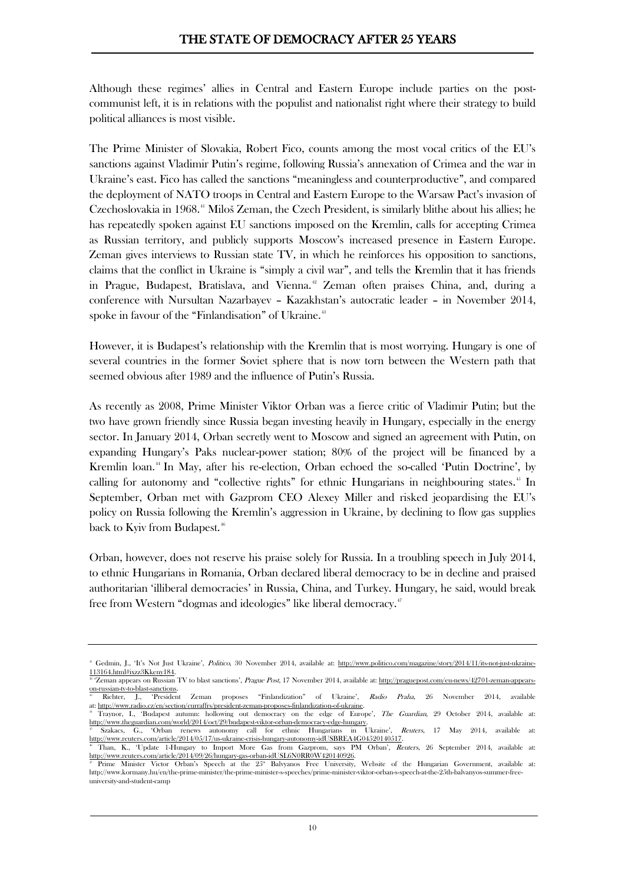Although these regimes' allies in Central and Eastern Europe include parties on the post-communist left, it is in relations with the populist and nationalist right where their strategy to build political alliances is most visible.

The Prime Minister of Slovakia, Robert Fico, counts among the most vocal critics of the EU's sanctions against Vladimir Putin's regime, following Russia's annexation of Crimea and the war in Ukraine's east. Fico has called the sanctions "meaningless and counterproductive", and compared the deployment of NATO troops in Central and Eastern Europe to the Warsaw Pact's invasion of Czechoslovakia in 1968.[41] Miloš Zeman, the Czech President, is similarly blithe about his allies; he has repeatedly spoken against EU sanctions imposed on the Kremlin, calls for accepting Crimea as Russian territory, and publicly supports Moscow's increased presence in Eastern Europe. Zeman gives interviews to Russian state TV, in which he reinforces his opposition to sanctions, claims that the conflict in Ukraine is "simply a civil war", and tells the Kremlin that it has friends in Prague, Budapest, Bratislava, and Vienna.[42] Zeman often praises China, and, during a conference with Nursultan Nazarbayev – Kazakhstan's autocratic leader – in November 2014, spoke in favour of the "Finlandisation" of Ukraine.[43]

However, it is Budapest's relationship with the Kremlin that is most worrying. Hungary is one of several countries in the former Soviet sphere that is now torn between the Western path that seemed obvious after 1989 and the influence of Putin's Russia.

As recently as 2008, Prime Minister Viktor Orban was a fierce critic of Vladimir Putin; but the two have grown friendly since Russia began investing heavily in Hungary, especially in the energy sector. In January 2014, Orban secretly went to Moscow and signed an agreement with Putin, on expanding Hungary's Paks nuclear-power station; 80% of the project will be financed by a Kremlin loan.[44] In May, after his re-election, Orban echoed the so-called 'Putin Doctrine', by calling for autonomy and "collective rights" for ethnic Hungarians in neighbouring states.[45] In September, Orban met with Gazprom CEO Alexey Miller and risked jeopardising the EU's policy on Russia following the Kremlin's aggression in Ukraine, by declining to flow gas supplies back to Kyiv from Budapest.[46]

Orban, however, does not reserve his praise solely for Russia. In a troubling speech in July 2014, to ethnic Hungarians in Romania, Orban declared liberal democracy to be in decline and praised authoritarian 'illiberal democracies' in Russia, China, and Turkey. Hungary, he said, would break free from Western "dogmas and ideologies" like liberal democracy.[47]

---

[41] Gedmin, J., 'It's Not Just Ukraine', *Politico*, 30 November 2014, available at: http://www.politico.com/magazine/story/2014/11/its-not-just-ukraine-113164.html#ixzz3Kkeny184.

[42] 'Zeman appears on Russian TV to blast sanctions', *Prague Post*, 17 November 2014, available at: http://praguepost.com/eu-news/42701-zeman-appears-on-russian-tv-to-blast-sanctions.

[43] Richter, J., 'President Zeman proposes "Finlandization" of Ukraine', *Radio Praha*, 26 November 2014, available at: http://www.radio.cz/en/section/curraffrs/president-zeman-proposes-finlandization-of-ukraine.

[44] Traynor, I., 'Budapest autumn: hollowing out democracy on the edge of Europe', *The Guardian*, 29 October 2014, available at: http://www.theguardian.com/world/2014/oct/29/budapest-viktor-orban-democracy-edge-hungary.

[45] Szakacs, G., 'Orban renews autonomy call for ethnic Hungarians in Ukraine', *Reuters*, 17 May 2014, available at: http://www.reuters.com/article/2014/05/17/us-ukraine-crisis-hungary-autonomy-idUSBREA4G04520140517.

[46] Than, K., 'Update 1-Hungary to Import More Gas from Gazprom, says PM Orban', *Reuters*, 26 September 2014, available at: http://www.reuters.com/article/2014/09/26/hungary-gas-orban-idUSL6N0RR0W420140926.

[47] Prime Minister Victor Orban's Speech at the 25th Balvanyos Free University, Website of the Hungarian Government, available at: http://www.kormany.hu/en/the-prime-minister/the-prime-minister-s-speeches/prime-minister-viktor-orban-s-speech-at-the-25th-balvanyos-summer-free-university-and-student-camp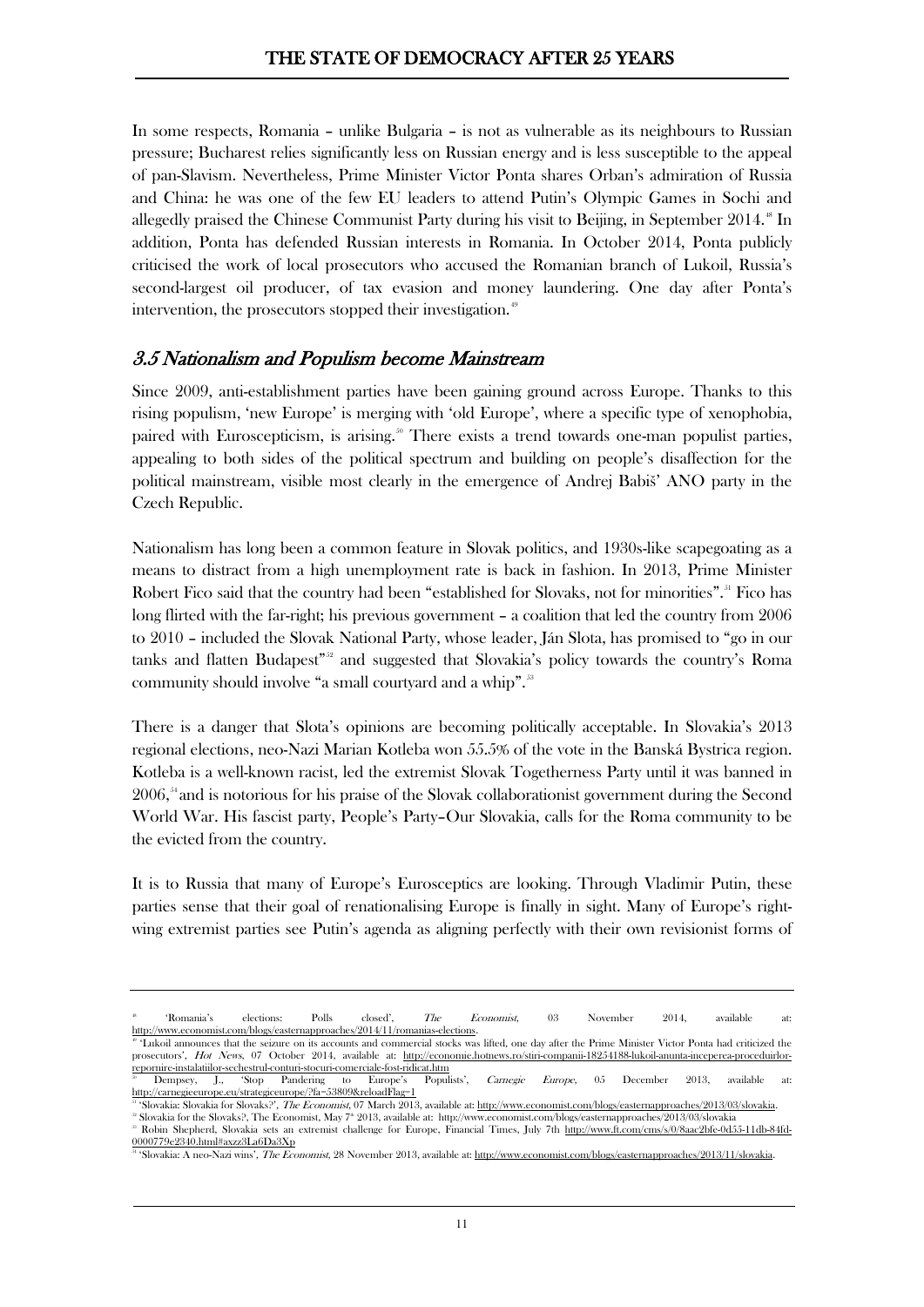In some respects, Romania – unlike Bulgaria – is not as vulnerable as its neighbours to Russian pressure; Bucharest relies significantly less on Russian energy and is less susceptible to the appeal of pan-Slavism. Nevertheless, Prime Minister Victor Ponta shares Orban's admiration of Russia and China: he was one of the few EU leaders to attend Putin's Olympic Games in Sochi and allegedly praised the Chinese Communist Party during his visit to Beijing, in September 2014.[48] In addition, Ponta has defended Russian interests in Romania. In October 2014, Ponta publicly criticised the work of local prosecutors who accused the Romanian branch of Lukoil, Russia's second-largest oil producer, of tax evasion and money laundering. One day after Ponta's intervention, the prosecutors stopped their investigation.[49]

## *3.5 Nationalism and Populism become Mainstream*

Since 2009, anti-establishment parties have been gaining ground across Europe. Thanks to this rising populism, 'new Europe' is merging with 'old Europe', where a specific type of xenophobia, paired with Euroscepticism, is arising.[50] There exists a trend towards one-man populist parties, appealing to both sides of the political spectrum and building on people's disaffection for the political mainstream, visible most clearly in the emergence of Andrej Babiš' ANO party in the Czech Republic.

Nationalism has long been a common feature in Slovak politics, and 1930s-like scapegoating as a means to distract from a high unemployment rate is back in fashion. In 2013, Prime Minister Robert Fico said that the country had been "established for Slovaks, not for minorities".[51] Fico has long flirted with the far-right; his previous government – a coalition that led the country from 2006 to 2010 – included the Slovak National Party, whose leader, Ján Slota, has promised to "go in our tanks and flatten Budapest"[52] and suggested that Slovakia's policy towards the country's Roma community should involve "a small courtyard and a whip".[53]

There is a danger that Slota's opinions are becoming politically acceptable. In Slovakia's 2013 regional elections, neo-Nazi Marian Kotleba won 55.5% of the vote in the Banská Bystrica region. Kotleba is a well-known racist, led the extremist Slovak Togetherness Party until it was banned in 2006,[54] and is notorious for his praise of the Slovak collaborationist government during the Second World War. His fascist party, People's Party–Our Slovakia, calls for the Roma community to be the evicted from the country.

It is to Russia that many of Europe's Eurosceptics are looking. Through Vladimir Putin, these parties sense that their goal of renationalising Europe is finally in sight. Many of Europe's right-wing extremist parties see Putin's agenda as aligning perfectly with their own revisionist forms of

---

[48] 'Romania's elections: Polls closed', *The Economist*, 03 November 2014, available at: http://www.economist.com/blogs/easternapproaches/2014/11/romanias-elections.

[49] 'Lukoil announces that the seizure on its accounts and commercial stocks was lifted, one day after the Prime Minister Victor Ponta had criticized the prosecutors', *Hot News*, 07 October 2014, available at: http://economie.hotnews.ro/stiri-companii-18254188-lukoil-anunta-inceperea-proceduirlor-repornire-instalatiilor-sechestrul-conturi-stocuri-comerciale-fost-ridicat.htm

[50] Dempsey, J., 'Stop Pandering to Europe's Populists', *Carnegie Europe*, 05 December 2013, available at: http://carnegieeurope.eu/strategiceurope/?fa=53809&reloadFlag=1

[51] 'Slovakia: Slovakia for Slovaks?', *The Economist*, 07 March 2013, available at: http://www.economist.com/blogs/easternapproaches/2013/03/slovakia.

[52] Slovakia for the Slovaks?, The Economist, May 7th 2013, available at: http://www.economist.com/blogs/easternapproaches/2013/03/slovakia

[53] Robin Shepherd, Slovakia sets an extremist challenge for Europe, Financial Times, July 7th http://www.ft.com/cms/s/0/8aac2bfe-0d55-11db-84fd-0000779e2340.html#axzz3La6Da3Xp

[54] 'Slovakia: A neo-Nazi wins', *The Economist*, 28 November 2013, available at: http://www.economist.com/blogs/easternapproaches/2013/11/slovakia.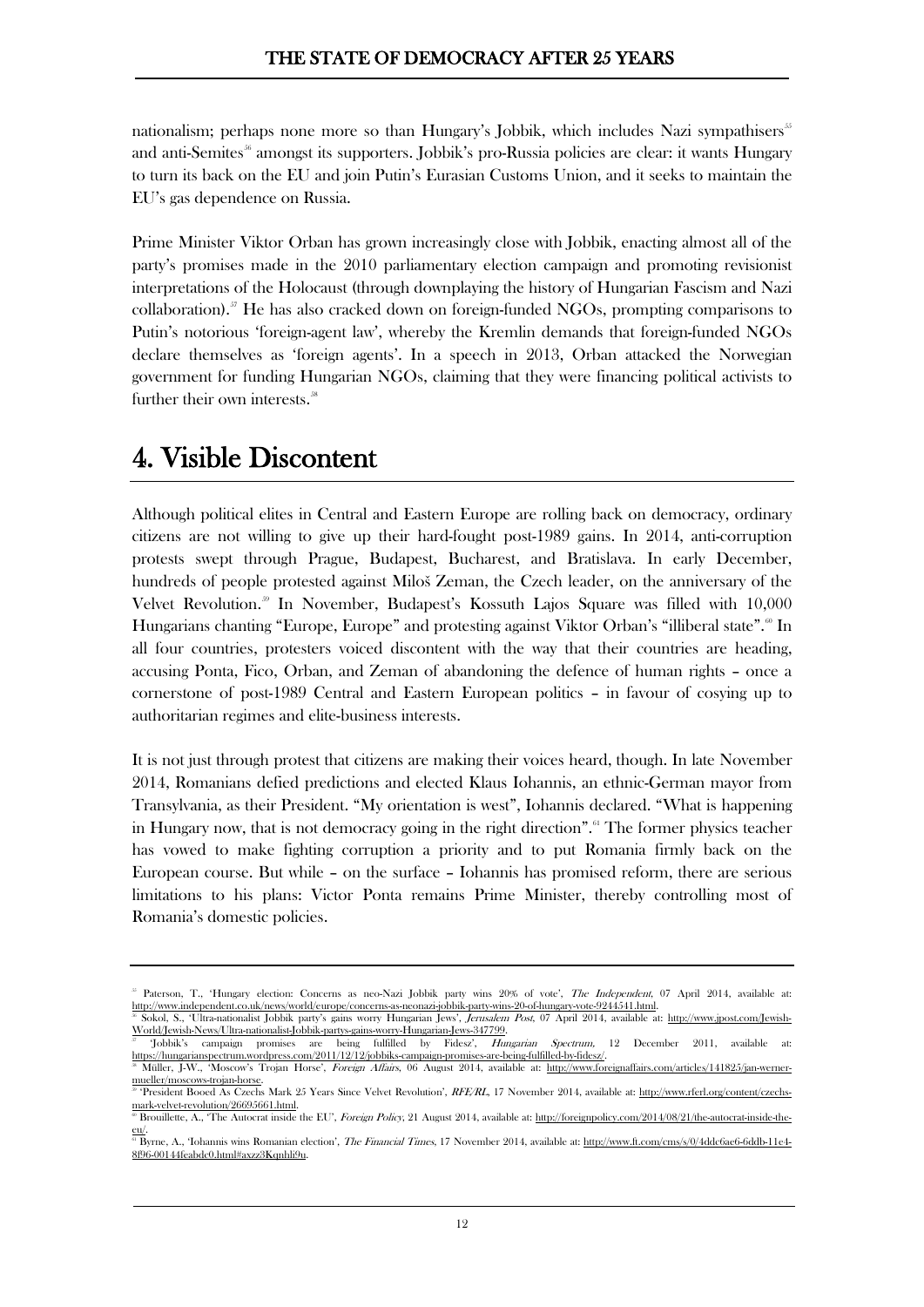nationalism; perhaps none more so than Hungary's Jobbik, which includes Nazi sympathisers[55] and anti-Semites[56] amongst its supporters. Jobbik's pro-Russia policies are clear: it wants Hungary to turn its back on the EU and join Putin's Eurasian Customs Union, and it seeks to maintain the EU's gas dependence on Russia.

Prime Minister Viktor Orban has grown increasingly close with Jobbik, enacting almost all of the party's promises made in the 2010 parliamentary election campaign and promoting revisionist interpretations of the Holocaust (through downplaying the history of Hungarian Fascism and Nazi collaboration).[57] He has also cracked down on foreign-funded NGOs, prompting comparisons to Putin's notorious 'foreign-agent law', whereby the Kremlin demands that foreign-funded NGOs declare themselves as 'foreign agents'. In a speech in 2013, Orban attacked the Norwegian government for funding Hungarian NGOs, claiming that they were financing political activists to further their own interests.[58]

## 4. Visible Discontent

Although political elites in Central and Eastern Europe are rolling back on democracy, ordinary citizens are not willing to give up their hard-fought post-1989 gains. In 2014, anti-corruption protests swept through Prague, Budapest, Bucharest, and Bratislava. In early December, hundreds of people protested against Miloš Zeman, the Czech leader, on the anniversary of the Velvet Revolution.[59] In November, Budapest's Kossuth Lajos Square was filled with 10,000 Hungarians chanting "Europe, Europe" and protesting against Viktor Orban's "illiberal state".[60] In all four countries, protesters voiced discontent with the way that their countries are heading, accusing Ponta, Fico, Orban, and Zeman of abandoning the defence of human rights – once a cornerstone of post-1989 Central and Eastern European politics – in favour of cosying up to authoritarian regimes and elite-business interests.

It is not just through protest that citizens are making their voices heard, though. In late November 2014, Romanians defied predictions and elected Klaus Iohannis, an ethnic-German mayor from Transylvania, as their President. "My orientation is west", Iohannis declared. "What is happening in Hungary now, that is not democracy going in the right direction".[61] The former physics teacher has vowed to make fighting corruption a priority and to put Romania firmly back on the European course. But while – on the surface – Iohannis has promised reform, there are serious limitations to his plans: Victor Ponta remains Prime Minister, thereby controlling most of Romania's domestic policies.

---

[55] Paterson, T., 'Hungary election: Concerns as neo-Nazi Jobbik party wins 20% of vote', *The Independent*, 07 April 2014, available at: http://www.independent.co.uk/news/world/europe/concerns-as-neonazi-jobbik-party-wins-20-of-hungary-vote-9244541.html.

[56] Sokol, S., 'Ultra-nationalist Jobbik party's gains worry Hungarian Jews', *Jerusalem Post*, 07 April 2014, available at: http://www.jpost.com/Jewish-World/Jewish-News/Ultra-nationalist-Jobbik-partys-gains-worry-Hungarian-Jews-347799.

[57] 'Jobbik's campaign promises are being fulfilled by Fidesz', *Hungarian Spectrum*, 12 December 2011, available at: https://hungarianspectrum.wordpress.com/2011/12/12/jobbiks-campaign-promises-are-being-fulfilled-by-fidesz/.

[58] Müller, J-W., 'Moscow's Trojan Horse', *Foreign Affairs*, 06 August 2014, available at: http://www.foreignaffairs.com/articles/141825/jan-werner-mueller/moscows-trojan-horse.

[59] 'President Booed As Czechs Mark 25 Years Since Velvet Revolution', *RFE/RL*, 17 November 2014, available at: http://www.rferl.org/content/czechs-mark-velvet-revolution/26695661.html.

[60] Brouillette, A., 'The Autocrat inside the EU', *Foreign Policy*, 21 August 2014, available at: http://foreignpolicy.com/2014/08/21/the-autocrat-inside-the-eu/.

[61] Byrne, A., 'Iohannis wins Romanian election', *The Financial Times*, 17 November 2014, available at: http://www.ft.com/cms/s/0/4ddc6ae6-6ddb-11e4-8f96-00144feabdc0.html#axzz3Kqnhli9u.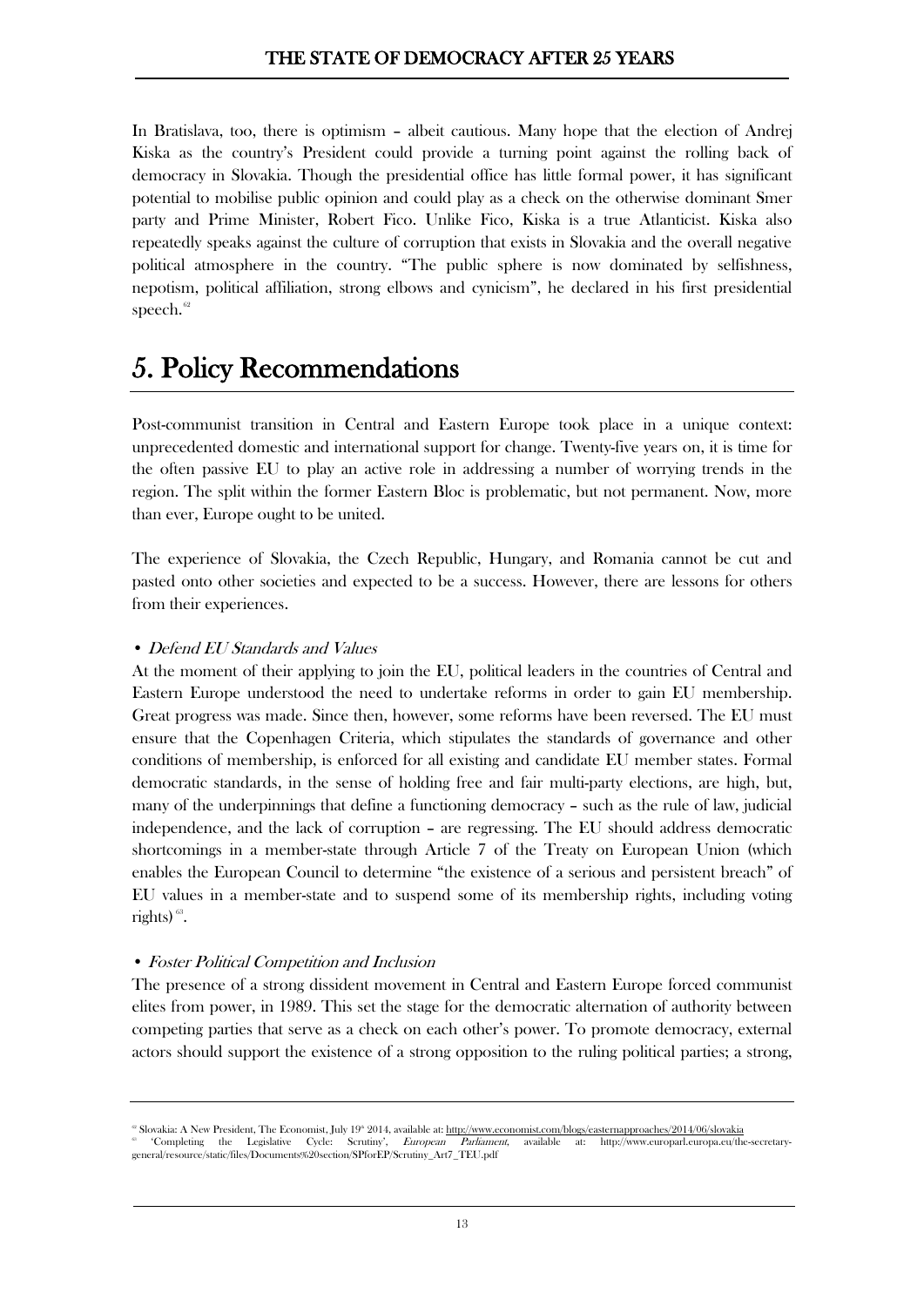In Bratislava, too, there is optimism – albeit cautious. Many hope that the election of Andrej Kiska as the country's President could provide a turning point against the rolling back of democracy in Slovakia. Though the presidential office has little formal power, it has significant potential to mobilise public opinion and could play as a check on the otherwise dominant Smer party and Prime Minister, Robert Fico. Unlike Fico, Kiska is a true Atlanticist. Kiska also repeatedly speaks against the culture of corruption that exists in Slovakia and the overall negative political atmosphere in the country. "The public sphere is now dominated by selfishness, nepotism, political affiliation, strong elbows and cynicism", he declared in his first presidential speech.[62]

# 5. Policy Recommendations

Post-communist transition in Central and Eastern Europe took place in a unique context: unprecedented domestic and international support for change. Twenty-five years on, it is time for the often passive EU to play an active role in addressing a number of worrying trends in the region. The split within the former Eastern Bloc is problematic, but not permanent. Now, more than ever, Europe ought to be united.

The experience of Slovakia, the Czech Republic, Hungary, and Romania cannot be cut and pasted onto other societies and expected to be a success. However, there are lessons for others from their experiences.

- *Defend EU Standards and Values*

At the moment of their applying to join the EU, political leaders in the countries of Central and Eastern Europe understood the need to undertake reforms in order to gain EU membership. Great progress was made. Since then, however, some reforms have been reversed. The EU must ensure that the Copenhagen Criteria, which stipulates the standards of governance and other conditions of membership, is enforced for all existing and candidate EU member states. Formal democratic standards, in the sense of holding free and fair multi-party elections, are high, but, many of the underpinnings that define a functioning democracy – such as the rule of law, judicial independence, and the lack of corruption – are regressing. The EU should address democratic shortcomings in a member-state through Article 7 of the Treaty on European Union (which enables the European Council to determine "the existence of a serious and persistent breach" of EU values in a member-state and to suspend some of its membership rights, including voting rights)[63].

- *Foster Political Competition and Inclusion*

The presence of a strong dissident movement in Central and Eastern Europe forced communist elites from power, in 1989. This set the stage for the democratic alternation of authority between competing parties that serve as a check on each other's power. To promote democracy, external actors should support the existence of a strong opposition to the ruling political parties; a strong,

---

[62] Slovakia: A New President, The Economist, July 19th 2014, available at: http://www.economist.com/blogs/easternapproaches/2014/06/slovakia

[63] 'Completing the Legislative Cycle: Scrutiny', *European Parliament*, available at: http://www.europarl.europa.eu/the-secretary-general/resource/static/files/Documents%20section/SPforEP/Scrutiny_Art7_TEU.pdf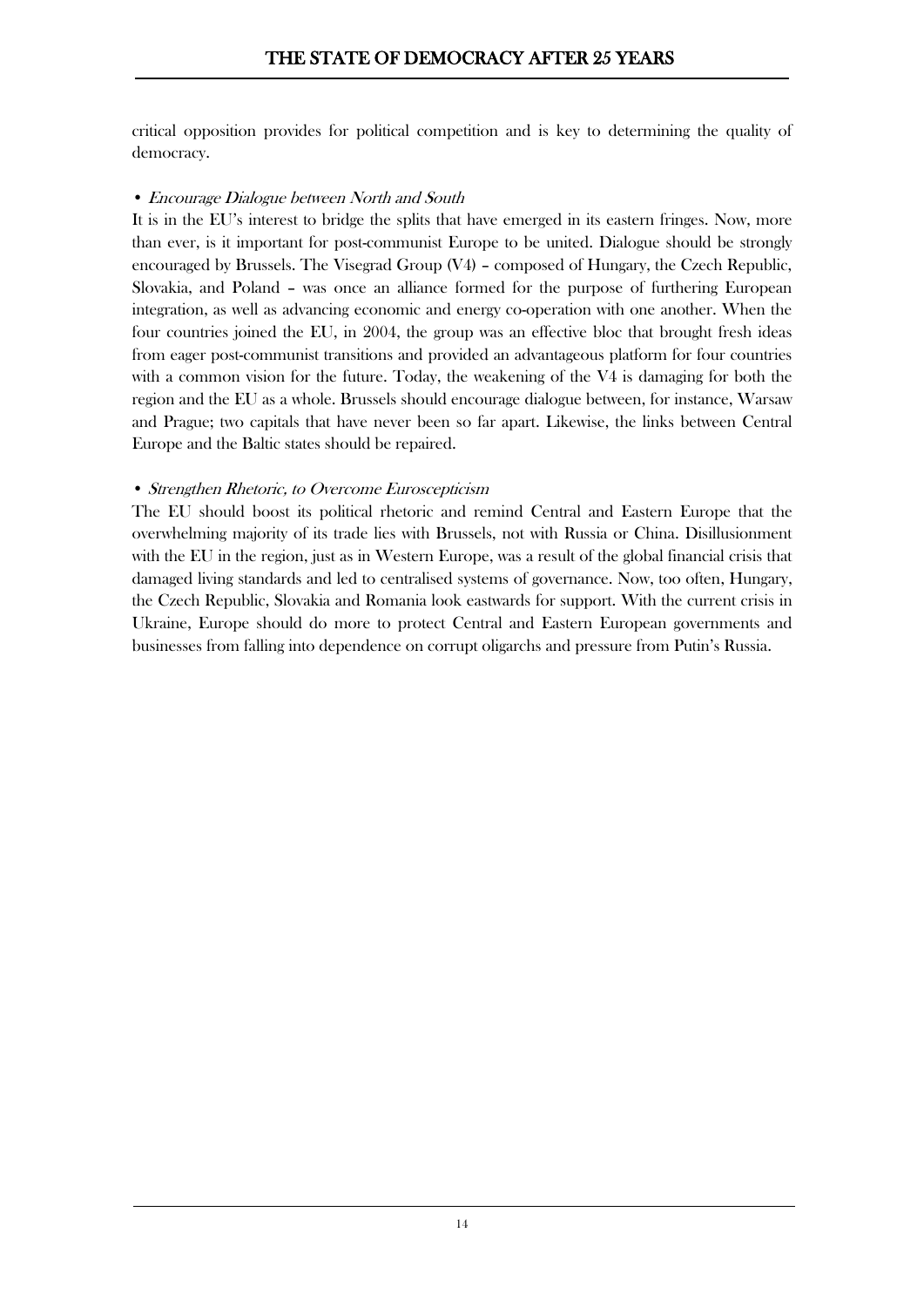critical opposition provides for political competition and is key to determining the quality of democracy.

- *Encourage Dialogue between North and South*

It is in the EU's interest to bridge the splits that have emerged in its eastern fringes. Now, more than ever, is it important for post-communist Europe to be united. Dialogue should be strongly encouraged by Brussels. The Visegrad Group (V4) – composed of Hungary, the Czech Republic, Slovakia, and Poland – was once an alliance formed for the purpose of furthering European integration, as well as advancing economic and energy co-operation with one another. When the four countries joined the EU, in 2004, the group was an effective bloc that brought fresh ideas from eager post-communist transitions and provided an advantageous platform for four countries with a common vision for the future. Today, the weakening of the V4 is damaging for both the region and the EU as a whole. Brussels should encourage dialogue between, for instance, Warsaw and Prague; two capitals that have never been so far apart. Likewise, the links between Central Europe and the Baltic states should be repaired.

- *Strengthen Rhetoric, to Overcome Euroscepticism*

The EU should boost its political rhetoric and remind Central and Eastern Europe that the overwhelming majority of its trade lies with Brussels, not with Russia or China. Disillusionment with the EU in the region, just as in Western Europe, was a result of the global financial crisis that damaged living standards and led to centralised systems of governance. Now, too often, Hungary, the Czech Republic, Slovakia and Romania look eastwards for support. With the current crisis in Ukraine, Europe should do more to protect Central and Eastern European governments and businesses from falling into dependence on corrupt oligarchs and pressure from Putin's Russia.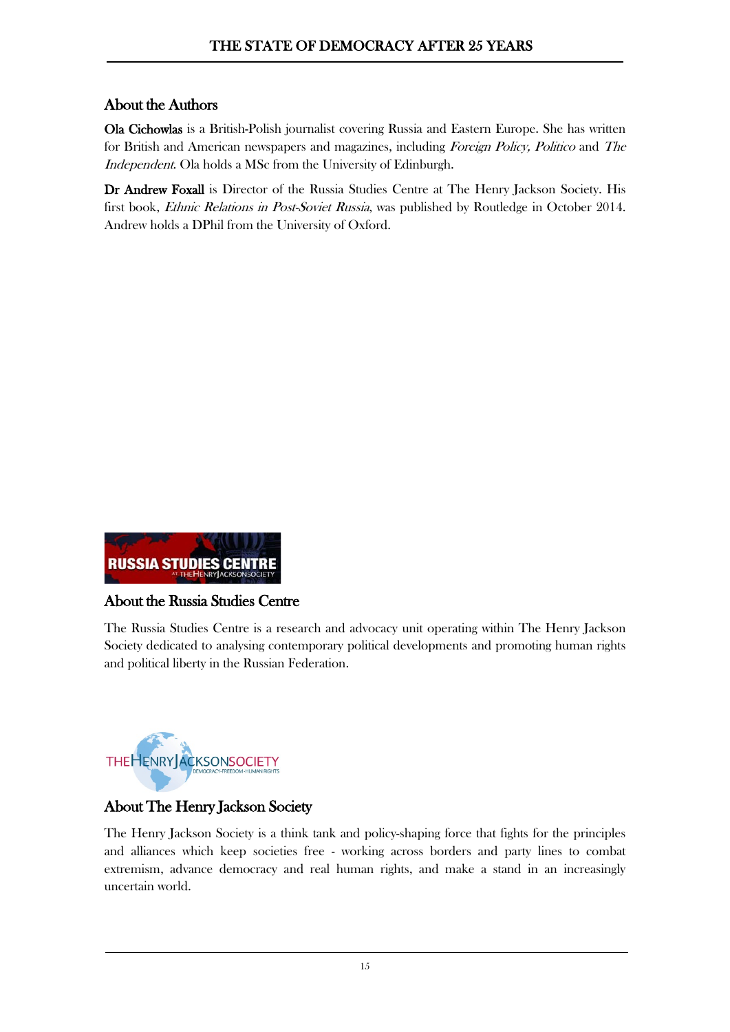## About the Authors

**Ola Cichowlas** is a British-Polish journalist covering Russia and Eastern Europe. She has written for British and American newspapers and magazines, including *Foreign Policy, Politico* and *The Independent*. Ola holds a MSc from the University of Edinburgh.

**Dr Andrew Foxall** is Director of the Russia Studies Centre at The Henry Jackson Society. His first book, *Ethnic Relations in Post-Soviet Russia*, was published by Routledge in October 2014. Andrew holds a DPhil from the University of Oxford.

## About the Russia Studies Centre

The Russia Studies Centre is a research and advocacy unit operating within The Henry Jackson Society dedicated to analysing contemporary political developments and promoting human rights and political liberty in the Russian Federation.

## About The Henry Jackson Society

The Henry Jackson Society is a think tank and policy-shaping force that fights for the principles and alliances which keep societies free - working across borders and party lines to combat extremism, advance democracy and real human rights, and make a stand in an increasingly uncertain world.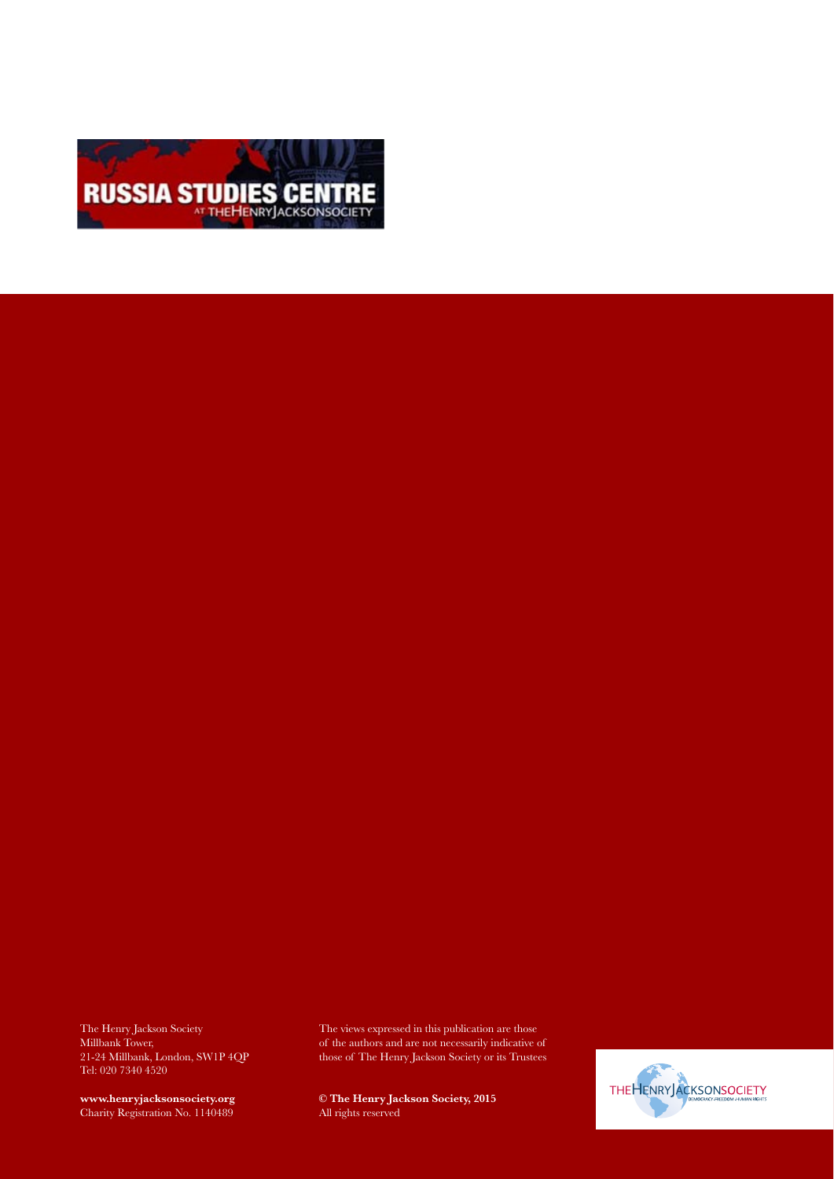The Henry Jackson Society
Millbank Tower,
21-24 Millbank, London, SW1P 4QP
Tel: 020 7340 4520

**www.henryjacksonsociety.org**
Charity Registration No. 1140489

The views expressed in this publication are those of the authors and are not necessarily indicative of those of The Henry Jackson Society or its Trustees

**© The Henry Jackson Society, 2015**
All rights reserved